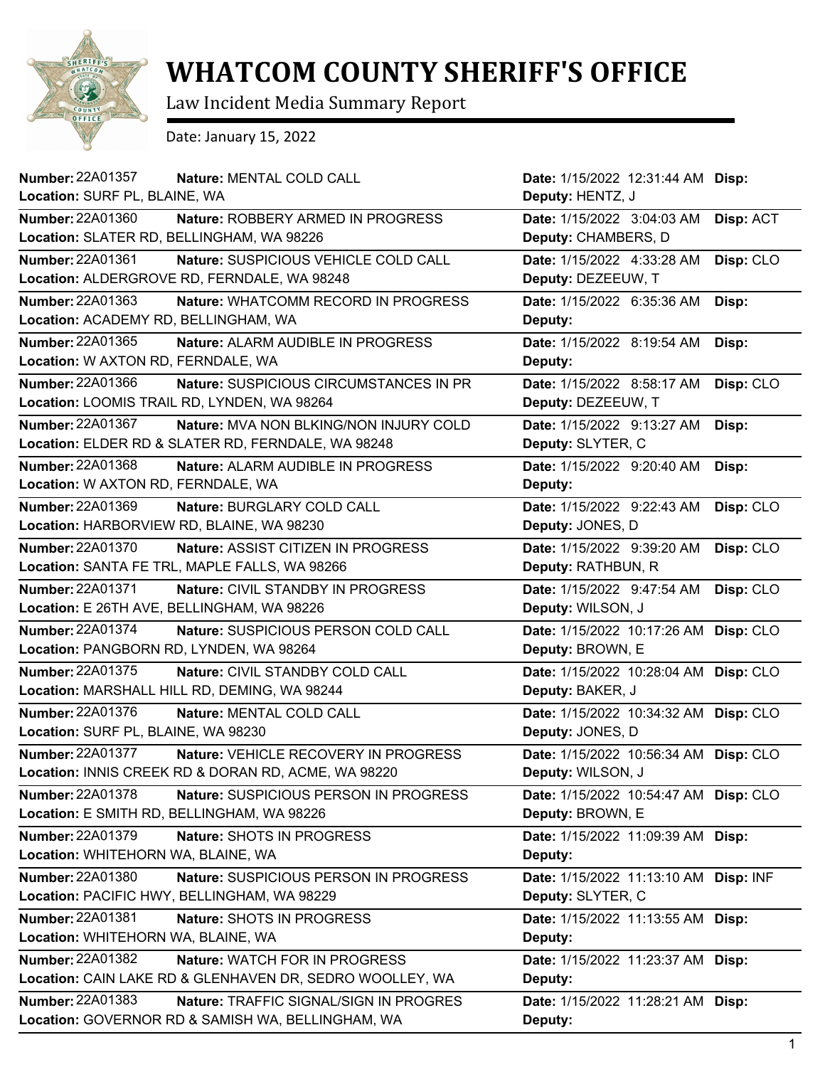# WHATCOM COUNTY SHERIFF'S OFFICE

Law Incident Media Summary Report

Date: January 15, 2022

| Number | Nature | Location | Date | Deputy | Disp |
|---|---|---|---|---|---|
| 22A01357 | MENTAL COLD CALL | SURF PL, BLAINE, WA | 1/15/2022 12:31:44 AM | HENTZ, J | |
| 22A01360 | ROBBERY ARMED IN PROGRESS | SLATER RD, BELLINGHAM, WA 98226 | 1/15/2022 3:04:03 AM | CHAMBERS, D | ACT |
| 22A01361 | SUSPICIOUS VEHICLE COLD CALL | ALDERGROVE RD, FERNDALE, WA 98248 | 1/15/2022 4:33:28 AM | DEZEEUW, T | CLO |
| 22A01363 | WHATCOMM RECORD IN PROGRESS | ACADEMY RD, BELLINGHAM, WA | 1/15/2022 6:35:36 AM | | |
| 22A01365 | ALARM AUDIBLE IN PROGRESS | W AXTON RD, FERNDALE, WA | 1/15/2022 8:19:54 AM | | |
| 22A01366 | SUSPICIOUS CIRCUMSTANCES IN PR | LOOMIS TRAIL RD, LYNDEN, WA 98264 | 1/15/2022 8:58:17 AM | DEZEEUW, T | CLO |
| 22A01367 | MVA NON BLKING/NON INJURY COLD | ELDER RD & SLATER RD, FERNDALE, WA 98248 | 1/15/2022 9:13:27 AM | SLYTER, C | |
| 22A01368 | ALARM AUDIBLE IN PROGRESS | W AXTON RD, FERNDALE, WA | 1/15/2022 9:20:40 AM | | |
| 22A01369 | BURGLARY COLD CALL | HARBORVIEW RD, BLAINE, WA 98230 | 1/15/2022 9:22:43 AM | JONES, D | CLO |
| 22A01370 | ASSIST CITIZEN IN PROGRESS | SANTA FE TRL, MAPLE FALLS, WA 98266 | 1/15/2022 9:39:20 AM | RATHBUN, R | CLO |
| 22A01371 | CIVIL STANDBY IN PROGRESS | E 26TH AVE, BELLINGHAM, WA 98226 | 1/15/2022 9:47:54 AM | WILSON, J | CLO |
| 22A01374 | SUSPICIOUS PERSON COLD CALL | PANGBORN RD, LYNDEN, WA 98264 | 1/15/2022 10:17:26 AM | BROWN, E | CLO |
| 22A01375 | CIVIL STANDBY COLD CALL | MARSHALL HILL RD, DEMING, WA 98244 | 1/15/2022 10:28:04 AM | BAKER, J | CLO |
| 22A01376 | MENTAL COLD CALL | SURF PL, BLAINE, WA 98230 | 1/15/2022 10:34:32 AM | JONES, D | CLO |
| 22A01377 | VEHICLE RECOVERY IN PROGRESS | INNIS CREEK RD & DORAN RD, ACME, WA 98220 | 1/15/2022 10:56:34 AM | WILSON, J | CLO |
| 22A01378 | SUSPICIOUS PERSON IN PROGRESS | E SMITH RD, BELLINGHAM, WA 98226 | 1/15/2022 10:54:47 AM | BROWN, E | CLO |
| 22A01379 | SHOTS IN PROGRESS | WHITEHORN WA, BLAINE, WA | 1/15/2022 11:09:39 AM | | |
| 22A01380 | SUSPICIOUS PERSON IN PROGRESS | PACIFIC HWY, BELLINGHAM, WA 98229 | 1/15/2022 11:13:10 AM | SLYTER, C | INF |
| 22A01381 | SHOTS IN PROGRESS | WHITEHORN WA, BLAINE, WA | 1/15/2022 11:13:55 AM | | |
| 22A01382 | WATCH FOR IN PROGRESS | CAIN LAKE RD & GLENHAVEN DR, SEDRO WOOLLEY, WA | 1/15/2022 11:23:37 AM | | |
| 22A01383 | TRAFFIC SIGNAL/SIGN IN PROGRES | GOVERNOR RD & SAMISH WA, BELLINGHAM, WA | 1/15/2022 11:28:21 AM | | |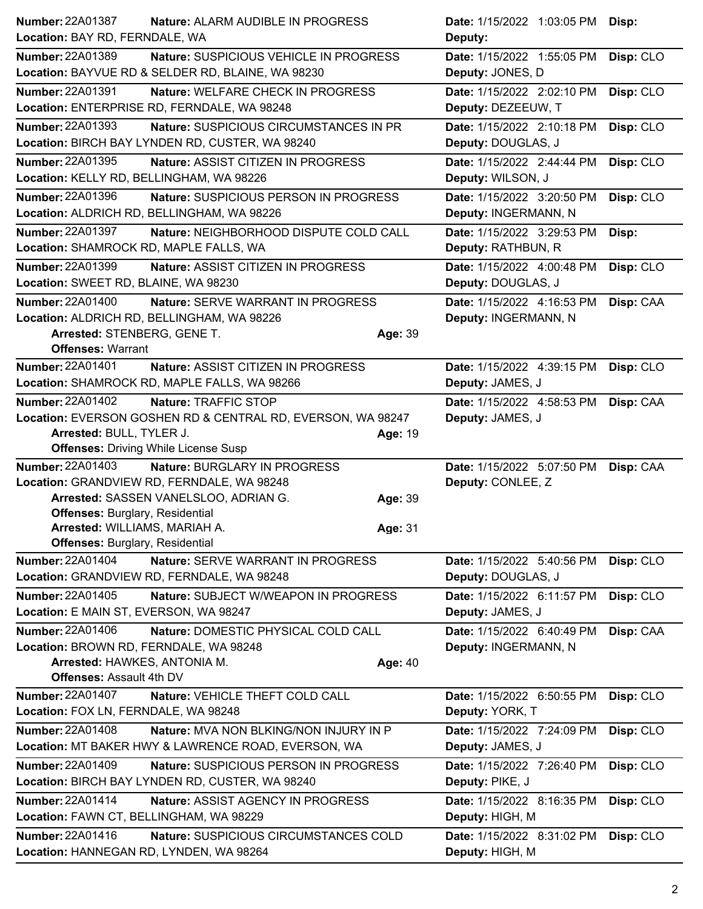**Number:** 22A01387 **Nature:** ALARM AUDIBLE IN PROGRESS **Date:** 1/15/2022 1:03:05 PM **Disp:**
**Location:** BAY RD, FERNDALE, WA **Deputy:**

---

**Number:** 22A01389 **Nature:** SUSPICIOUS VEHICLE IN PROGRESS **Date:** 1/15/2022 1:55:05 PM **Disp:** CLO
**Location:** BAYVUE RD & SELDER RD, BLAINE, WA 98230 **Deputy:** JONES, D

---

**Number:** 22A01391 **Nature:** WELFARE CHECK IN PROGRESS **Date:** 1/15/2022 2:02:10 PM **Disp:** CLO
**Location:** ENTERPRISE RD, FERNDALE, WA 98248 **Deputy:** DEZEEUW, T

---

**Number:** 22A01393 **Nature:** SUSPICIOUS CIRCUMSTANCES IN PR **Date:** 1/15/2022 2:10:18 PM **Disp:** CLO
**Location:** BIRCH BAY LYNDEN RD, CUSTER, WA 98240 **Deputy:** DOUGLAS, J

---

**Number:** 22A01395 **Nature:** ASSIST CITIZEN IN PROGRESS **Date:** 1/15/2022 2:44:44 PM **Disp:** CLO
**Location:** KELLY RD, BELLINGHAM, WA 98226 **Deputy:** WILSON, J

---

**Number:** 22A01396 **Nature:** SUSPICIOUS PERSON IN PROGRESS **Date:** 1/15/2022 3:20:50 PM **Disp:** CLO
**Location:** ALDRICH RD, BELLINGHAM, WA 98226 **Deputy:** INGERMANN, N

---

**Number:** 22A01397 **Nature:** NEIGHBORHOOD DISPUTE COLD CALL **Date:** 1/15/2022 3:29:53 PM **Disp:**
**Location:** SHAMROCK RD, MAPLE FALLS, WA **Deputy:** RATHBUN, R

---

**Number:** 22A01399 **Nature:** ASSIST CITIZEN IN PROGRESS **Date:** 1/15/2022 4:00:48 PM **Disp:** CLO
**Location:** SWEET RD, BLAINE, WA 98230 **Deputy:** DOUGLAS, J

---

**Number:** 22A01400 **Nature:** SERVE WARRANT IN PROGRESS **Date:** 1/15/2022 4:16:53 PM **Disp:** CAA
**Location:** ALDRICH RD, BELLINGHAM, WA 98226 **Deputy:** INGERMANN, N
**Arrested:** STENBERG, GENE T. **Age:** 39
**Offenses:** Warrant

---

**Number:** 22A01401 **Nature:** ASSIST CITIZEN IN PROGRESS **Date:** 1/15/2022 4:39:15 PM **Disp:** CLO
**Location:** SHAMROCK RD, MAPLE FALLS, WA 98266 **Deputy:** JAMES, J

---

**Number:** 22A01402 **Nature:** TRAFFIC STOP **Date:** 1/15/2022 4:58:53 PM **Disp:** CAA
**Location:** EVERSON GOSHEN RD & CENTRAL RD, EVERSON, WA 98247 **Deputy:** JAMES, J
**Arrested:** BULL, TYLER J. **Age:** 19
**Offenses:** Driving While License Susp

---

**Number:** 22A01403 **Nature:** BURGLARY IN PROGRESS **Date:** 1/15/2022 5:07:50 PM **Disp:** CAA
**Location:** GRANDVIEW RD, FERNDALE, WA 98248 **Deputy:** CONLEE, Z
**Arrested:** SASSEN VANELSLOO, ADRIAN G. **Age:** 39
**Offenses:** Burglary, Residential
**Arrested:** WILLIAMS, MARIAH A. **Age:** 31
**Offenses:** Burglary, Residential

---

**Number:** 22A01404 **Nature:** SERVE WARRANT IN PROGRESS **Date:** 1/15/2022 5:40:56 PM **Disp:** CLO
**Location:** GRANDVIEW RD, FERNDALE, WA 98248 **Deputy:** DOUGLAS, J

---

**Number:** 22A01405 **Nature:** SUBJECT W/WEAPON IN PROGRESS **Date:** 1/15/2022 6:11:57 PM **Disp:** CLO
**Location:** E MAIN ST, EVERSON, WA 98247 **Deputy:** JAMES, J

---

**Number:** 22A01406 **Nature:** DOMESTIC PHYSICAL COLD CALL **Date:** 1/15/2022 6:40:49 PM **Disp:** CAA
**Location:** BROWN RD, FERNDALE, WA 98248 **Deputy:** INGERMANN, N
**Arrested:** HAWKES, ANTONIA M. **Age:** 40
**Offenses:** Assault 4th DV

---

**Number:** 22A01407 **Nature:** VEHICLE THEFT COLD CALL **Date:** 1/15/2022 6:50:55 PM **Disp:** CLO
**Location:** FOX LN, FERNDALE, WA 98248 **Deputy:** YORK, T

---

**Number:** 22A01408 **Nature:** MVA NON BLKING/NON INJURY IN P **Date:** 1/15/2022 7:24:09 PM **Disp:** CLO
**Location:** MT BAKER HWY & LAWRENCE ROAD, EVERSON, WA **Deputy:** JAMES, J

---

**Number:** 22A01409 **Nature:** SUSPICIOUS PERSON IN PROGRESS **Date:** 1/15/2022 7:26:40 PM **Disp:** CLO
**Location:** BIRCH BAY LYNDEN RD, CUSTER, WA 98240 **Deputy:** PIKE, J

---

**Number:** 22A01414 **Nature:** ASSIST AGENCY IN PROGRESS **Date:** 1/15/2022 8:16:35 PM **Disp:** CLO
**Location:** FAWN CT, BELLINGHAM, WA 98229 **Deputy:** HIGH, M

---

**Number:** 22A01416 **Nature:** SUSPICIOUS CIRCUMSTANCES COLD **Date:** 1/15/2022 8:31:02 PM **Disp:** CLO
**Location:** HANNEGAN RD, LYNDEN, WA 98264 **Deputy:** HIGH, M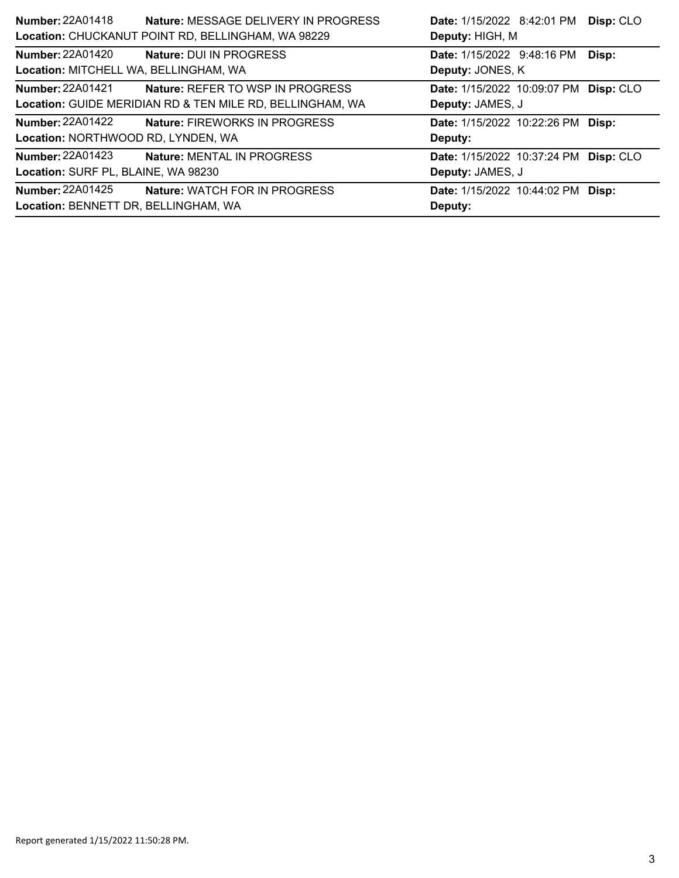**Number:** 22A01418 **Nature:** MESSAGE DELIVERY IN PROGRESS **Date:** 1/15/2022 8:42:01 PM **Disp:** CLO
**Location:** CHUCKANUT POINT RD, BELLINGHAM, WA 98229 **Deputy:** HIGH, M

---

**Number:** 22A01420 **Nature:** DUI IN PROGRESS **Date:** 1/15/2022 9:48:16 PM **Disp:**
**Location:** MITCHELL WA, BELLINGHAM, WA **Deputy:** JONES, K

---

**Number:** 22A01421 **Nature:** REFER TO WSP IN PROGRESS **Date:** 1/15/2022 10:09:07 PM **Disp:** CLO
**Location:** GUIDE MERIDIAN RD & TEN MILE RD, BELLINGHAM, WA **Deputy:** JAMES, J

---

**Number:** 22A01422 **Nature:** FIREWORKS IN PROGRESS **Date:** 1/15/2022 10:22:26 PM **Disp:**
**Location:** NORTHWOOD RD, LYNDEN, WA **Deputy:**

---

**Number:** 22A01423 **Nature:** MENTAL IN PROGRESS **Date:** 1/15/2022 10:37:24 PM **Disp:** CLO
**Location:** SURF PL, BLAINE, WA 98230 **Deputy:** JAMES, J

---

**Number:** 22A01425 **Nature:** WATCH FOR IN PROGRESS **Date:** 1/15/2022 10:44:02 PM **Disp:**
**Location:** BENNETT DR, BELLINGHAM, WA **Deputy:**

---

Report generated 1/15/2022 11:50:28 PM.